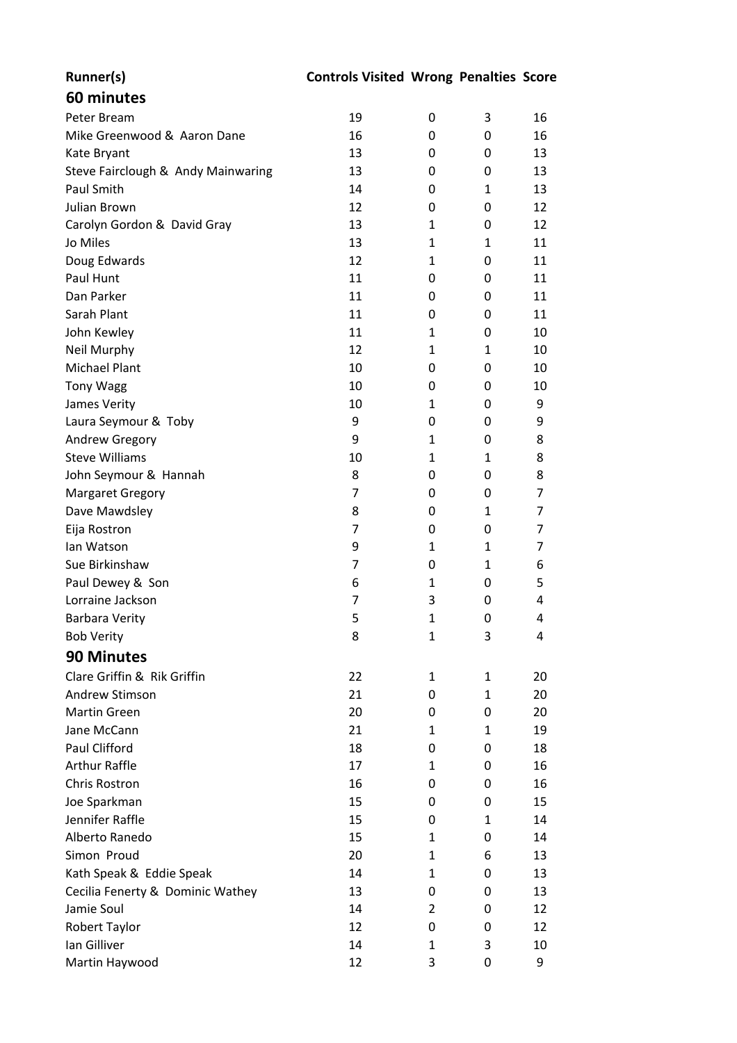| Runner(s) | Controls Visited | Wrong | Penalties | Score |
|---|---|---|---|---|
| **60 minutes** | | | | |
| Peter Bream | 19 | 0 | 3 | 16 |
| Mike Greenwood & Aaron Dane | 16 | 0 | 0 | 16 |
| Kate Bryant | 13 | 0 | 0 | 13 |
| Steve Fairclough & Andy Mainwaring | 13 | 0 | 0 | 13 |
| Paul Smith | 14 | 0 | 1 | 13 |
| Julian Brown | 12 | 0 | 0 | 12 |
| Carolyn Gordon & David Gray | 13 | 1 | 0 | 12 |
| Jo Miles | 13 | 1 | 1 | 11 |
| Doug Edwards | 12 | 1 | 0 | 11 |
| Paul Hunt | 11 | 0 | 0 | 11 |
| Dan Parker | 11 | 0 | 0 | 11 |
| Sarah Plant | 11 | 0 | 0 | 11 |
| John Kewley | 11 | 1 | 0 | 10 |
| Neil Murphy | 12 | 1 | 1 | 10 |
| Michael Plant | 10 | 0 | 0 | 10 |
| Tony Wagg | 10 | 0 | 0 | 10 |
| James Verity | 10 | 1 | 0 | 9 |
| Laura Seymour & Toby | 9 | 0 | 0 | 9 |
| Andrew Gregory | 9 | 1 | 0 | 8 |
| Steve Williams | 10 | 1 | 1 | 8 |
| John Seymour & Hannah | 8 | 0 | 0 | 8 |
| Margaret Gregory | 7 | 0 | 0 | 7 |
| Dave Mawdsley | 8 | 0 | 1 | 7 |
| Eija Rostron | 7 | 0 | 0 | 7 |
| Ian Watson | 9 | 1 | 1 | 7 |
| Sue Birkinshaw | 7 | 0 | 1 | 6 |
| Paul Dewey & Son | 6 | 1 | 0 | 5 |
| Lorraine Jackson | 7 | 3 | 0 | 4 |
| Barbara Verity | 5 | 1 | 0 | 4 |
| Bob Verity | 8 | 1 | 3 | 4 |
| **90 Minutes** | | | | |
| Clare Griffin & Rik Griffin | 22 | 1 | 1 | 20 |
| Andrew Stimson | 21 | 0 | 1 | 20 |
| Martin Green | 20 | 0 | 0 | 20 |
| Jane McCann | 21 | 1 | 1 | 19 |
| Paul Clifford | 18 | 0 | 0 | 18 |
| Arthur Raffle | 17 | 1 | 0 | 16 |
| Chris Rostron | 16 | 0 | 0 | 16 |
| Joe Sparkman | 15 | 0 | 0 | 15 |
| Jennifer Raffle | 15 | 0 | 1 | 14 |
| Alberto Ranedo | 15 | 1 | 0 | 14 |
| Simon Proud | 20 | 1 | 6 | 13 |
| Kath Speak & Eddie Speak | 14 | 1 | 0 | 13 |
| Cecilia Fenerty & Dominic Wathey | 13 | 0 | 0 | 13 |
| Jamie Soul | 14 | 2 | 0 | 12 |
| Robert Taylor | 12 | 0 | 0 | 12 |
| Ian Gilliver | 14 | 1 | 3 | 10 |
| Martin Haywood | 12 | 3 | 0 | 9 |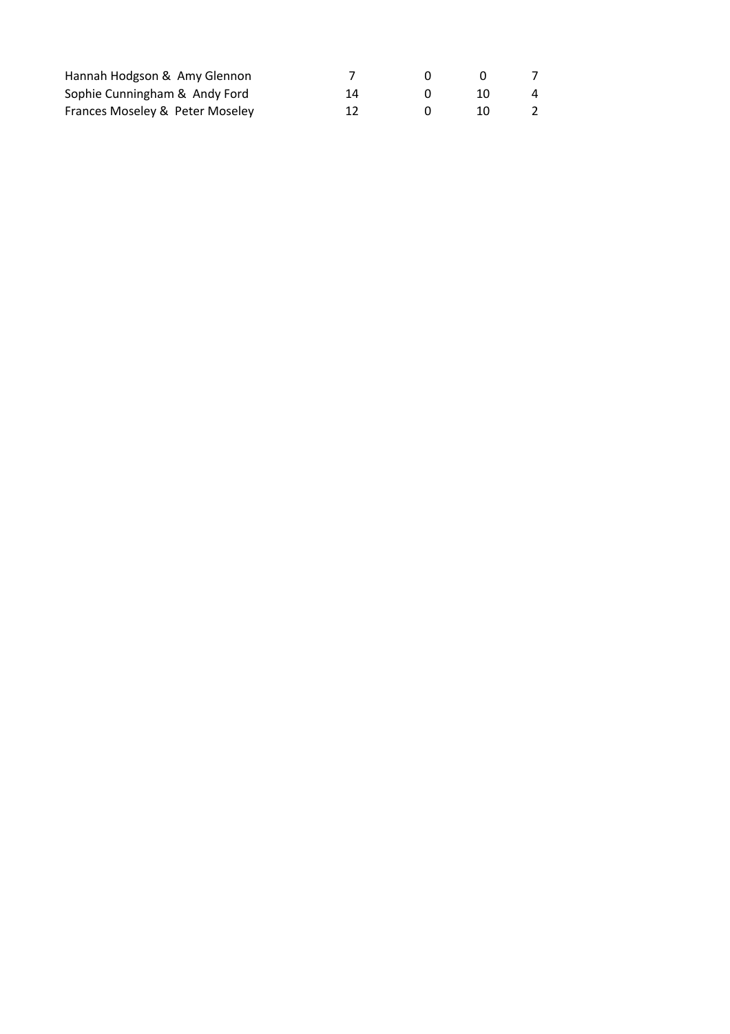| | | | | |
|---|---|---|---|---|
| Hannah Hodgson & Amy Glennon | 7 | 0 | 0 | 7 |
| Sophie Cunningham & Andy Ford | 14 | 0 | 10 | 4 |
| Frances Moseley & Peter Moseley | 12 | 0 | 10 | 2 |